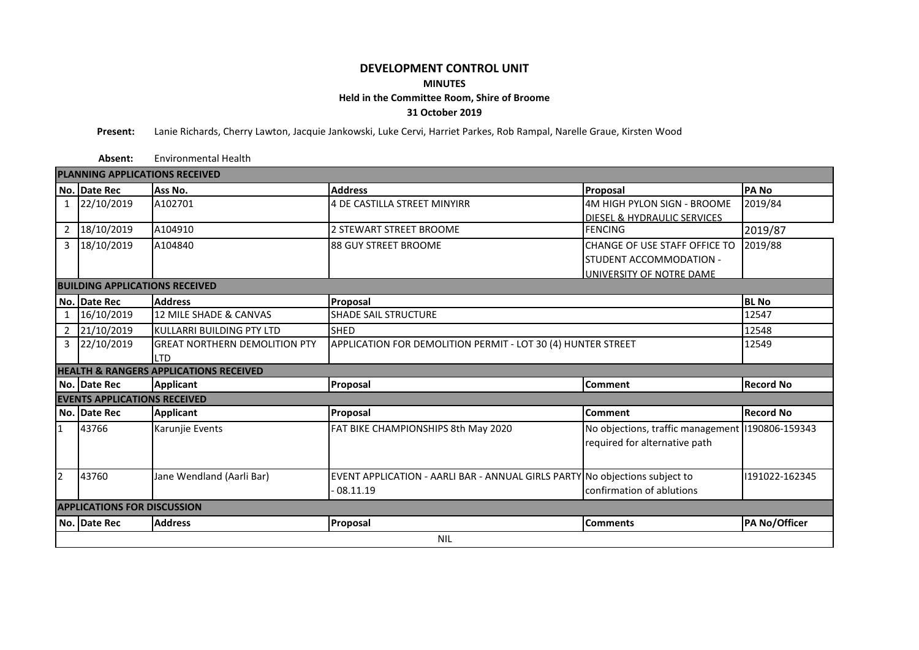# DEVELOPMENT CONTROL UNIT

## MINUTES

### Held in the Committee Room, Shire of Broome

### 31 October 2019

**Present:** Lanie Richards, Cherry Lawton, Jacquie Jankowski, Luke Cervi, Harriet Parkes, Rob Rampal, Narelle Graue, Kirsten Wood

**Absent:** Environmental Health

**PLANNING APPLICATIONS RECEIVED**

| No. | Date Rec | Ass No. | Address | Proposal | PA No |
|---|---|---|---|---|---|
| 1 | 22/10/2019 | A102701 | 4 DE CASTILLA STREET MINYIRR | 4M HIGH PYLON SIGN - BROOME DIESEL & HYDRAULIC SERVICES | 2019/84 |
| 2 | 18/10/2019 | A104910 | 2 STEWART STREET BROOME | FENCING | 2019/87 |
| 3 | 18/10/2019 | A104840 | 88 GUY STREET BROOME | CHANGE OF USE STAFF OFFICE TO STUDENT ACCOMMODATION - UNIVERSITY OF NOTRE DAME | 2019/88 |

**BUILDING APPLICATIONS RECEIVED**

| No. | Date Rec | Address | Proposal | BL No |
|---|---|---|---|---|
| 1 | 16/10/2019 | 12 MILE SHADE & CANVAS | SHADE SAIL STRUCTURE | 12547 |
| 2 | 21/10/2019 | KULLARRI BUILDING PTY LTD | SHED | 12548 |
| 3 | 22/10/2019 | GREAT NORTHERN DEMOLITION PTY LTD | APPLICATION FOR DEMOLITION PERMIT - LOT 30 (4) HUNTER STREET | 12549 |

**HEALTH & RANGERS APPLICATIONS RECEIVED**

| No. | Date Rec | Applicant | Proposal | Comment | Record No |
|---|---|---|---|---|---|

**EVENTS APPLICATIONS RECEIVED**

| No. | Date Rec | Applicant | Proposal | Comment | Record No |
|---|---|---|---|---|---|
| 1 | 43766 | Karunjie Events | FAT BIKE CHAMPIONSHIPS 8th May 2020 | No objections, traffic management required for alternative path | I190806-159343 |
| 2 | 43760 | Jane Wendland (Aarli Bar) | EVENT APPLICATION - AARLI BAR - ANNUAL GIRLS PARTY - 08.11.19 | No objections subject to confirmation of ablutions | I191022-162345 |

**APPLICATIONS FOR DISCUSSION**

| No. | Date Rec | Address | Proposal | Comments | PA No/Officer |
|---|---|---|---|---|---|
| | | | NIL | | |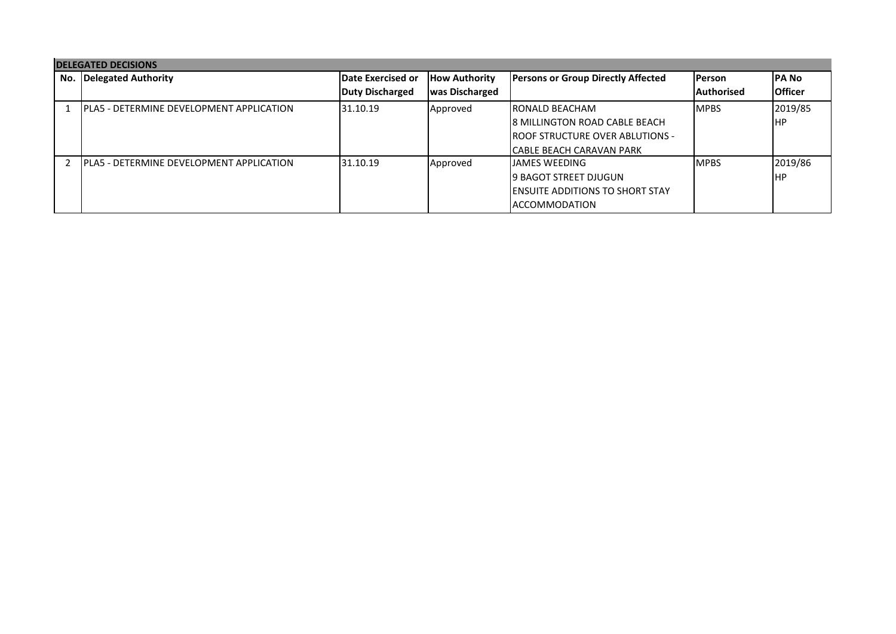**DELEGATED DECISIONS**

| No. | Delegated Authority | Date Exercised or Duty Discharged | How Authority was Discharged | Persons or Group Directly Affected | Person Authorised | PA No Officer |
|---|---|---|---|---|---|---|
| 1 | PLA5 - DETERMINE DEVELOPMENT APPLICATION | 31.10.19 | Approved | RONALD BEACHAM<br>8 MILLINGTON ROAD CABLE BEACH<br>ROOF STRUCTURE OVER ABLUTIONS - CABLE BEACH CARAVAN PARK | MPBS | 2019/85<br>HP |
| 2 | PLA5 - DETERMINE DEVELOPMENT APPLICATION | 31.10.19 | Approved | JAMES WEEDING<br>9 BAGOT STREET DJUGUN<br>ENSUITE ADDITIONS TO SHORT STAY ACCOMMODATION | MPBS | 2019/86<br>HP |